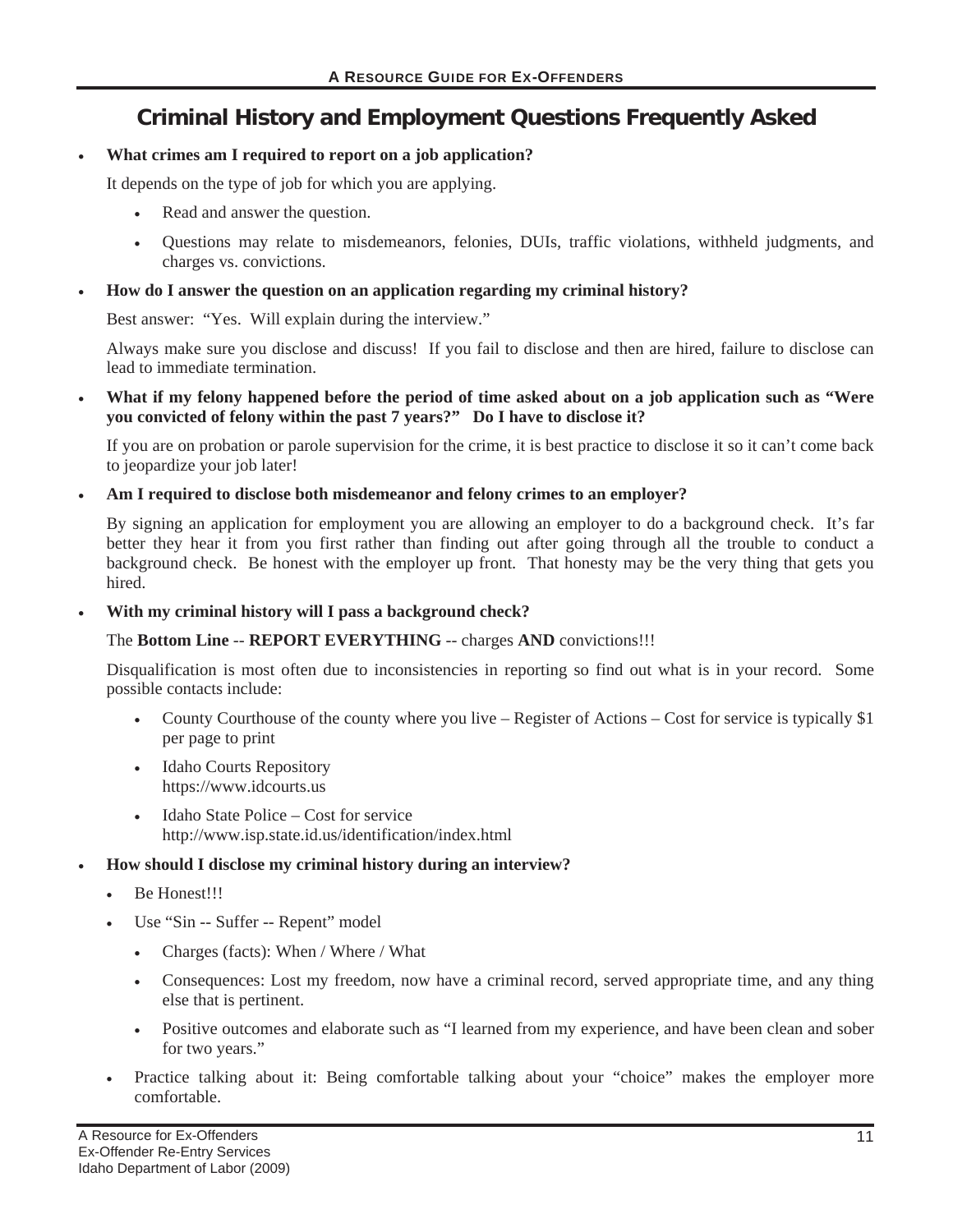# Criminal History and Employment Questions Frequently Asked

- **What crimes am I required to report on a job application?**

  It depends on the type of job for which you are applying.

  - Read and answer the question.
  - Questions may relate to misdemeanors, felonies, DUIs, traffic violations, withheld judgments, and charges vs. convictions.

- **How do I answer the question on an application regarding my criminal history?**

  Best answer: "Yes. Will explain during the interview."

  Always make sure you disclose and discuss! If you fail to disclose and then are hired, failure to disclose can lead to immediate termination.

- **What if my felony happened before the period of time asked about on a job application such as "Were you convicted of felony within the past 7 years?" Do I have to disclose it?**

  If you are on probation or parole supervision for the crime, it is best practice to disclose it so it can't come back to jeopardize your job later!

- **Am I required to disclose both misdemeanor and felony crimes to an employer?**

  By signing an application for employment you are allowing an employer to do a background check. It's far better they hear it from you first rather than finding out after going through all the trouble to conduct a background check. Be honest with the employer up front. That honesty may be the very thing that gets you hired.

- **With my criminal history will I pass a background check?**

  The **Bottom Line** -- **REPORT EVERYTHING** -- charges **AND** convictions!!!

  Disqualification is most often due to inconsistencies in reporting so find out what is in your record. Some possible contacts include:

  - County Courthouse of the county where you live – Register of Actions – Cost for service is typically $1 per page to print
  - Idaho Courts Repository
    https://www.idcourts.us
  - Idaho State Police – Cost for service
    http://www.isp.state.id.us/identification/index.html

- **How should I disclose my criminal history during an interview?**
  - Be Honest!!!
  - Use "Sin -- Suffer -- Repent" model
    - Charges (facts): When / Where / What
    - Consequences: Lost my freedom, now have a criminal record, served appropriate time, and any thing else that is pertinent.
    - Positive outcomes and elaborate such as "I learned from my experience, and have been clean and sober for two years."
  - Practice talking about it: Being comfortable talking about your "choice" makes the employer more comfortable.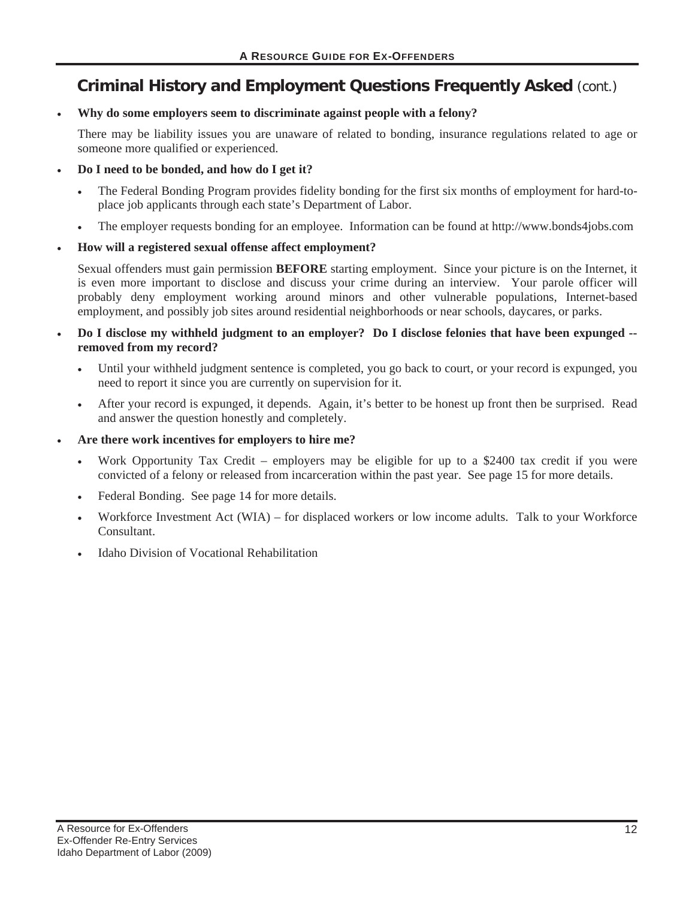## Criminal History and Employment Questions Frequently Asked (cont.)

- **Why do some employers seem to discriminate against people with a felony?**

  There may be liability issues you are unaware of related to bonding, insurance regulations related to age or someone more qualified or experienced.

- **Do I need to be bonded, and how do I get it?**

  - The Federal Bonding Program provides fidelity bonding for the first six months of employment for hard-to-place job applicants through each state's Department of Labor.
  - The employer requests bonding for an employee. Information can be found at http://www.bonds4jobs.com

- **How will a registered sexual offense affect employment?**

  Sexual offenders must gain permission **BEFORE** starting employment. Since your picture is on the Internet, it is even more important to disclose and discuss your crime during an interview. Your parole officer will probably deny employment working around minors and other vulnerable populations, Internet-based employment, and possibly job sites around residential neighborhoods or near schools, daycares, or parks.

- **Do I disclose my withheld judgment to an employer? Do I disclose felonies that have been expunged -- removed from my record?**

  - Until your withheld judgment sentence is completed, you go back to court, or your record is expunged, you need to report it since you are currently on supervision for it.
  - After your record is expunged, it depends. Again, it's better to be honest up front then be surprised. Read and answer the question honestly and completely.

- **Are there work incentives for employers to hire me?**

  - Work Opportunity Tax Credit – employers may be eligible for up to a $2400 tax credit if you were convicted of a felony or released from incarceration within the past year. See page 15 for more details.
  - Federal Bonding. See page 14 for more details.
  - Workforce Investment Act (WIA) – for displaced workers or low income adults. Talk to your Workforce Consultant.
  - Idaho Division of Vocational Rehabilitation